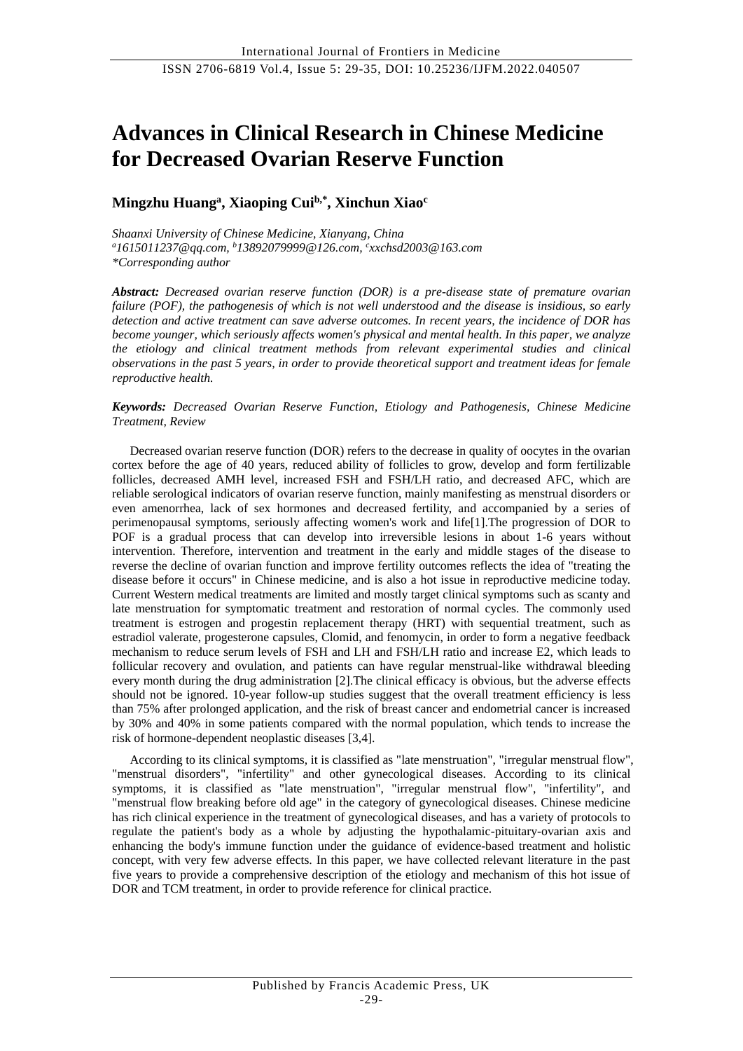# Advances in Clinical Research in Chinese Medicine for Decreased Ovarian Reserve Function

**Mingzhu Huang[a], Xiaoping Cui[b,*], Xinchun Xiao[c]**

*Shaanxi University of Chinese Medicine, Xianyang, China*
*[a]1615011237@qq.com, [b]13892079999@126.com, [c]xxchsd2003@163.com*
*\*Corresponding author*

***Abstract:*** *Decreased ovarian reserve function (DOR) is a pre-disease state of premature ovarian failure (POF), the pathogenesis of which is not well understood and the disease is insidious, so early detection and active treatment can save adverse outcomes. In recent years, the incidence of DOR has become younger, which seriously affects women's physical and mental health. In this paper, we analyze the etiology and clinical treatment methods from relevant experimental studies and clinical observations in the past 5 years, in order to provide theoretical support and treatment ideas for female reproductive health.*

***Keywords:*** *Decreased Ovarian Reserve Function, Etiology and Pathogenesis, Chinese Medicine Treatment, Review*

Decreased ovarian reserve function (DOR) refers to the decrease in quality of oocytes in the ovarian cortex before the age of 40 years, reduced ability of follicles to grow, develop and form fertilizable follicles, decreased AMH level, increased FSH and FSH/LH ratio, and decreased AFC, which are reliable serological indicators of ovarian reserve function, mainly manifesting as menstrual disorders or even amenorrhea, lack of sex hormones and decreased fertility, and accompanied by a series of perimenopausal symptoms, seriously affecting women's work and life[1].The progression of DOR to POF is a gradual process that can develop into irreversible lesions in about 1-6 years without intervention. Therefore, intervention and treatment in the early and middle stages of the disease to reverse the decline of ovarian function and improve fertility outcomes reflects the idea of "treating the disease before it occurs" in Chinese medicine, and is also a hot issue in reproductive medicine today. Current Western medical treatments are limited and mostly target clinical symptoms such as scanty and late menstruation for symptomatic treatment and restoration of normal cycles. The commonly used treatment is estrogen and progestin replacement therapy (HRT) with sequential treatment, such as estradiol valerate, progesterone capsules, Clomid, and fenomycin, in order to form a negative feedback mechanism to reduce serum levels of FSH and LH and FSH/LH ratio and increase E2, which leads to follicular recovery and ovulation, and patients can have regular menstrual-like withdrawal bleeding every month during the drug administration [2].The clinical efficacy is obvious, but the adverse effects should not be ignored. 10-year follow-up studies suggest that the overall treatment efficiency is less than 75% after prolonged application, and the risk of breast cancer and endometrial cancer is increased by 30% and 40% in some patients compared with the normal population, which tends to increase the risk of hormone-dependent neoplastic diseases [3,4].

According to its clinical symptoms, it is classified as "late menstruation", "irregular menstrual flow", "menstrual disorders", "infertility" and other gynecological diseases. According to its clinical symptoms, it is classified as "late menstruation", "irregular menstrual flow", "infertility", and "menstrual flow breaking before old age" in the category of gynecological diseases. Chinese medicine has rich clinical experience in the treatment of gynecological diseases, and has a variety of protocols to regulate the patient's body as a whole by adjusting the hypothalamic-pituitary-ovarian axis and enhancing the body's immune function under the guidance of evidence-based treatment and holistic concept, with very few adverse effects. In this paper, we have collected relevant literature in the past five years to provide a comprehensive description of the etiology and mechanism of this hot issue of DOR and TCM treatment, in order to provide reference for clinical practice.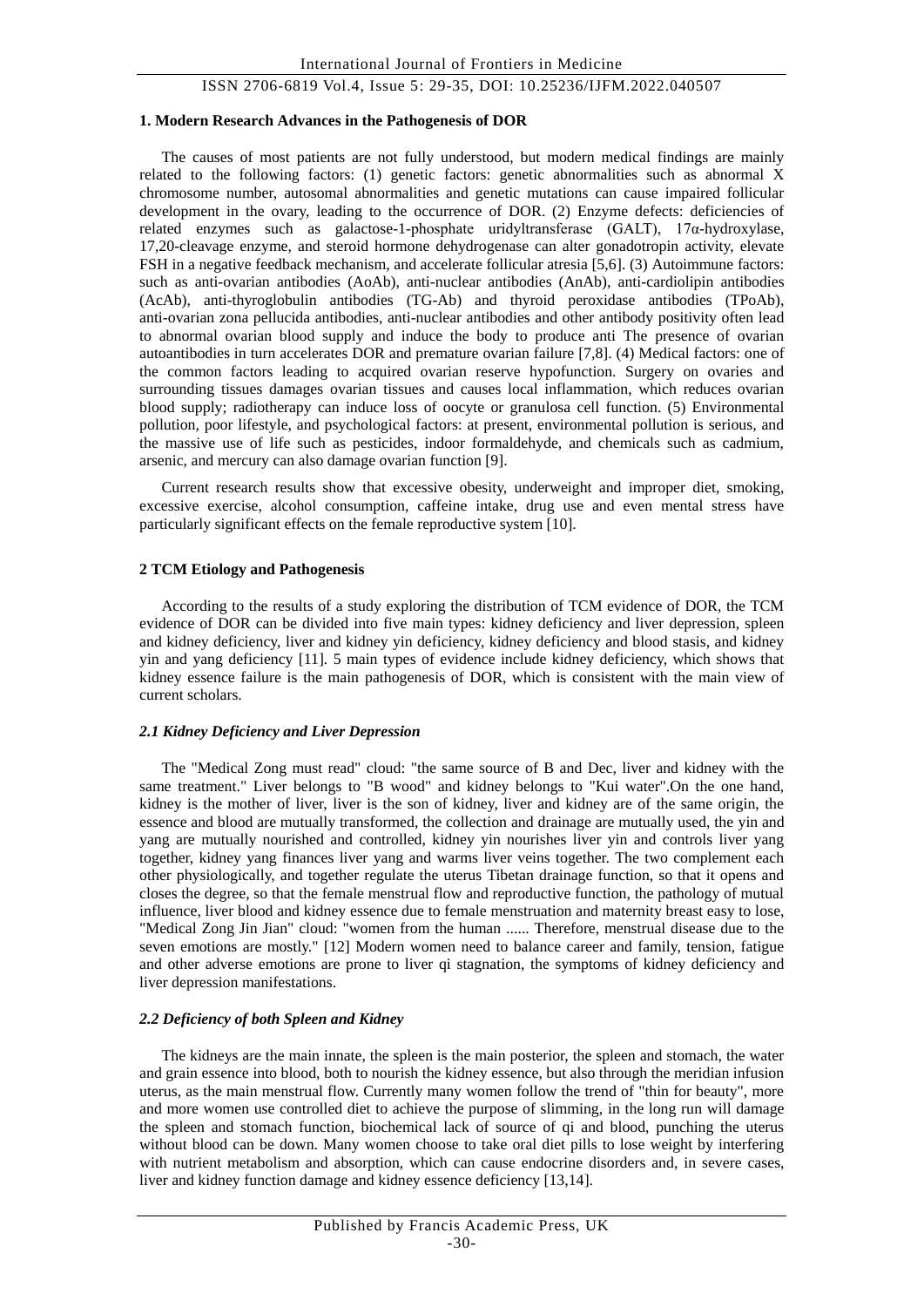### 1. Modern Research Advances in the Pathogenesis of DOR

The causes of most patients are not fully understood, but modern medical findings are mainly related to the following factors: (1) genetic factors: genetic abnormalities such as abnormal X chromosome number, autosomal abnormalities and genetic mutations can cause impaired follicular development in the ovary, leading to the occurrence of DOR. (2) Enzyme defects: deficiencies of related enzymes such as galactose-1-phosphate uridyltransferase (GALT), 17α-hydroxylase, 17,20-cleavage enzyme, and steroid hormone dehydrogenase can alter gonadotropin activity, elevate FSH in a negative feedback mechanism, and accelerate follicular atresia [5,6]. (3) Autoimmune factors: such as anti-ovarian antibodies (AoAb), anti-nuclear antibodies (AnAb), anti-cardiolipin antibodies (AcAb), anti-thyroglobulin antibodies (TG-Ab) and thyroid peroxidase antibodies (TPoAb), anti-ovarian zona pellucida antibodies, anti-nuclear antibodies and other antibody positivity often lead to abnormal ovarian blood supply and induce the body to produce anti The presence of ovarian autoantibodies in turn accelerates DOR and premature ovarian failure [7,8]. (4) Medical factors: one of the common factors leading to acquired ovarian reserve hypofunction. Surgery on ovaries and surrounding tissues damages ovarian tissues and causes local inflammation, which reduces ovarian blood supply; radiotherapy can induce loss of oocyte or granulosa cell function. (5) Environmental pollution, poor lifestyle, and psychological factors: at present, environmental pollution is serious, and the massive use of life such as pesticides, indoor formaldehyde, and chemicals such as cadmium, arsenic, and mercury can also damage ovarian function [9].

Current research results show that excessive obesity, underweight and improper diet, smoking, excessive exercise, alcohol consumption, caffeine intake, drug use and even mental stress have particularly significant effects on the female reproductive system [10].

### 2 TCM Etiology and Pathogenesis

According to the results of a study exploring the distribution of TCM evidence of DOR, the TCM evidence of DOR can be divided into five main types: kidney deficiency and liver depression, spleen and kidney deficiency, liver and kidney yin deficiency, kidney deficiency and blood stasis, and kidney yin and yang deficiency [11]. 5 main types of evidence include kidney deficiency, which shows that kidney essence failure is the main pathogenesis of DOR, which is consistent with the main view of current scholars.

#### *2.1 Kidney Deficiency and Liver Depression*

The "Medical Zong must read" cloud: "the same source of B and Dec, liver and kidney with the same treatment." Liver belongs to "B wood" and kidney belongs to "Kui water".On the one hand, kidney is the mother of liver, liver is the son of kidney, liver and kidney are of the same origin, the essence and blood are mutually transformed, the collection and drainage are mutually used, the yin and yang are mutually nourished and controlled, kidney yin nourishes liver yin and controls liver yang together, kidney yang finances liver yang and warms liver veins together. The two complement each other physiologically, and together regulate the uterus Tibetan drainage function, so that it opens and closes the degree, so that the female menstrual flow and reproductive function, the pathology of mutual influence, liver blood and kidney essence due to female menstruation and maternity breast easy to lose, "Medical Zong Jin Jian" cloud: "women from the human ...... Therefore, menstrual disease due to the seven emotions are mostly." [12] Modern women need to balance career and family, tension, fatigue and other adverse emotions are prone to liver qi stagnation, the symptoms of kidney deficiency and liver depression manifestations.

#### *2.2 Deficiency of both Spleen and Kidney*

The kidneys are the main innate, the spleen is the main posterior, the spleen and stomach, the water and grain essence into blood, both to nourish the kidney essence, but also through the meridian infusion uterus, as the main menstrual flow. Currently many women follow the trend of "thin for beauty", more and more women use controlled diet to achieve the purpose of slimming, in the long run will damage the spleen and stomach function, biochemical lack of source of qi and blood, punching the uterus without blood can be down. Many women choose to take oral diet pills to lose weight by interfering with nutrient metabolism and absorption, which can cause endocrine disorders and, in severe cases, liver and kidney function damage and kidney essence deficiency [13,14].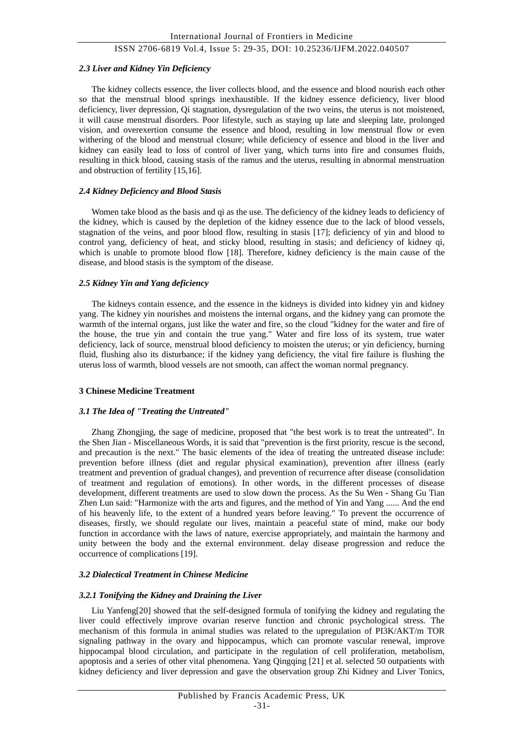### *2.3 Liver and Kidney Yin Deficiency*

The kidney collects essence, the liver collects blood, and the essence and blood nourish each other so that the menstrual blood springs inexhaustible. If the kidney essence deficiency, liver blood deficiency, liver depression, Qi stagnation, dysregulation of the two veins, the uterus is not moistened, it will cause menstrual disorders. Poor lifestyle, such as staying up late and sleeping late, prolonged vision, and overexertion consume the essence and blood, resulting in low menstrual flow or even withering of the blood and menstrual closure; while deficiency of essence and blood in the liver and kidney can easily lead to loss of control of liver yang, which turns into fire and consumes fluids, resulting in thick blood, causing stasis of the ramus and the uterus, resulting in abnormal menstruation and obstruction of fertility [15,16].

### *2.4 Kidney Deficiency and Blood Stasis*

Women take blood as the basis and qi as the use. The deficiency of the kidney leads to deficiency of the kidney, which is caused by the depletion of the kidney essence due to the lack of blood vessels, stagnation of the veins, and poor blood flow, resulting in stasis [17]; deficiency of yin and blood to control yang, deficiency of heat, and sticky blood, resulting in stasis; and deficiency of kidney qi, which is unable to promote blood flow [18]. Therefore, kidney deficiency is the main cause of the disease, and blood stasis is the symptom of the disease.

### *2.5 Kidney Yin and Yang deficiency*

The kidneys contain essence, and the essence in the kidneys is divided into kidney yin and kidney yang. The kidney yin nourishes and moistens the internal organs, and the kidney yang can promote the warmth of the internal organs, just like the water and fire, so the cloud "kidney for the water and fire of the house, the true yin and contain the true yang." Water and fire loss of its system, true water deficiency, lack of source, menstrual blood deficiency to moisten the uterus; or yin deficiency, burning fluid, flushing also its disturbance; if the kidney yang deficiency, the vital fire failure is flushing the uterus loss of warmth, blood vessels are not smooth, can affect the woman normal pregnancy.

## **3 Chinese Medicine Treatment**

### *3.1 The Idea of "Treating the Untreated"*

Zhang Zhongjing, the sage of medicine, proposed that "the best work is to treat the untreated". In the Shen Jian - Miscellaneous Words, it is said that "prevention is the first priority, rescue is the second, and precaution is the next." The basic elements of the idea of treating the untreated disease include: prevention before illness (diet and regular physical examination), prevention after illness (early treatment and prevention of gradual changes), and prevention of recurrence after disease (consolidation of treatment and regulation of emotions). In other words, in the different processes of disease development, different treatments are used to slow down the process. As the Su Wen - Shang Gu Tian Zhen Lun said: "Harmonize with the arts and figures, and the method of Yin and Yang ...... And the end of his heavenly life, to the extent of a hundred years before leaving." To prevent the occurrence of diseases, firstly, we should regulate our lives, maintain a peaceful state of mind, make our body function in accordance with the laws of nature, exercise appropriately, and maintain the harmony and unity between the body and the external environment. delay disease progression and reduce the occurrence of complications [19].

### *3.2 Dialectical Treatment in Chinese Medicine*

#### *3.2.1 Tonifying the Kidney and Draining the Liver*

Liu Yanfeng[20] showed that the self-designed formula of tonifying the kidney and regulating the liver could effectively improve ovarian reserve function and chronic psychological stress. The mechanism of this formula in animal studies was related to the upregulation of PI3K/AKT/m TOR signaling pathway in the ovary and hippocampus, which can promote vascular renewal, improve hippocampal blood circulation, and participate in the regulation of cell proliferation, metabolism, apoptosis and a series of other vital phenomena. Yang Qingqing [21] et al. selected 50 outpatients with kidney deficiency and liver depression and gave the observation group Zhi Kidney and Liver Tonics,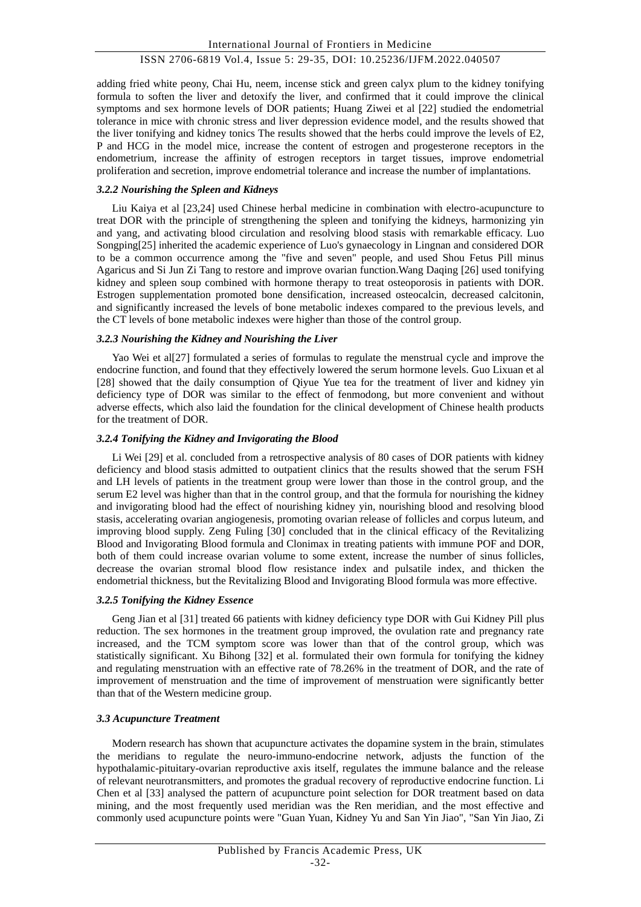adding fried white peony, Chai Hu, neem, incense stick and green calyx plum to the kidney tonifying formula to soften the liver and detoxify the liver, and confirmed that it could improve the clinical symptoms and sex hormone levels of DOR patients; Huang Ziwei et al [22] studied the endometrial tolerance in mice with chronic stress and liver depression evidence model, and the results showed that the liver tonifying and kidney tonics The results showed that the herbs could improve the levels of E2, P and HCG in the model mice, increase the content of estrogen and progesterone receptors in the endometrium, increase the affinity of estrogen receptors in target tissues, improve endometrial proliferation and secretion, improve endometrial tolerance and increase the number of implantations.

#### *3.2.2 Nourishing the Spleen and Kidneys*

Liu Kaiya et al [23,24] used Chinese herbal medicine in combination with electro-acupuncture to treat DOR with the principle of strengthening the spleen and tonifying the kidneys, harmonizing yin and yang, and activating blood circulation and resolving blood stasis with remarkable efficacy. Luo Songping[25] inherited the academic experience of Luo's gynaecology in Lingnan and considered DOR to be a common occurrence among the "five and seven" people, and used Shou Fetus Pill minus Agaricus and Si Jun Zi Tang to restore and improve ovarian function.Wang Daqing [26] used tonifying kidney and spleen soup combined with hormone therapy to treat osteoporosis in patients with DOR. Estrogen supplementation promoted bone densification, increased osteocalcin, decreased calcitonin, and significantly increased the levels of bone metabolic indexes compared to the previous levels, and the CT levels of bone metabolic indexes were higher than those of the control group.

#### *3.2.3 Nourishing the Kidney and Nourishing the Liver*

Yao Wei et al[27] formulated a series of formulas to regulate the menstrual cycle and improve the endocrine function, and found that they effectively lowered the serum hormone levels. Guo Lixuan et al [28] showed that the daily consumption of Qiyue Yue tea for the treatment of liver and kidney yin deficiency type of DOR was similar to the effect of fenmodong, but more convenient and without adverse effects, which also laid the foundation for the clinical development of Chinese health products for the treatment of DOR.

#### *3.2.4 Tonifying the Kidney and Invigorating the Blood*

Li Wei [29] et al. concluded from a retrospective analysis of 80 cases of DOR patients with kidney deficiency and blood stasis admitted to outpatient clinics that the results showed that the serum FSH and LH levels of patients in the treatment group were lower than those in the control group, and the serum E2 level was higher than that in the control group, and that the formula for nourishing the kidney and invigorating blood had the effect of nourishing kidney yin, nourishing blood and resolving blood stasis, accelerating ovarian angiogenesis, promoting ovarian release of follicles and corpus luteum, and improving blood supply. Zeng Fuling [30] concluded that in the clinical efficacy of the Revitalizing Blood and Invigorating Blood formula and Clonimax in treating patients with immune POF and DOR, both of them could increase ovarian volume to some extent, increase the number of sinus follicles, decrease the ovarian stromal blood flow resistance index and pulsatile index, and thicken the endometrial thickness, but the Revitalizing Blood and Invigorating Blood formula was more effective.

#### *3.2.5 Tonifying the Kidney Essence*

Geng Jian et al [31] treated 66 patients with kidney deficiency type DOR with Gui Kidney Pill plus reduction. The sex hormones in the treatment group improved, the ovulation rate and pregnancy rate increased, and the TCM symptom score was lower than that of the control group, which was statistically significant. Xu Bihong [32] et al. formulated their own formula for tonifying the kidney and regulating menstruation with an effective rate of 78.26% in the treatment of DOR, and the rate of improvement of menstruation and the time of improvement of menstruation were significantly better than that of the Western medicine group.

### *3.3 Acupuncture Treatment*

Modern research has shown that acupuncture activates the dopamine system in the brain, stimulates the meridians to regulate the neuro-immuno-endocrine network, adjusts the function of the hypothalamic-pituitary-ovarian reproductive axis itself, regulates the immune balance and the release of relevant neurotransmitters, and promotes the gradual recovery of reproductive endocrine function. Li Chen et al [33] analysed the pattern of acupuncture point selection for DOR treatment based on data mining, and the most frequently used meridian was the Ren meridian, and the most effective and commonly used acupuncture points were "Guan Yuan, Kidney Yu and San Yin Jiao", "San Yin Jiao, Zi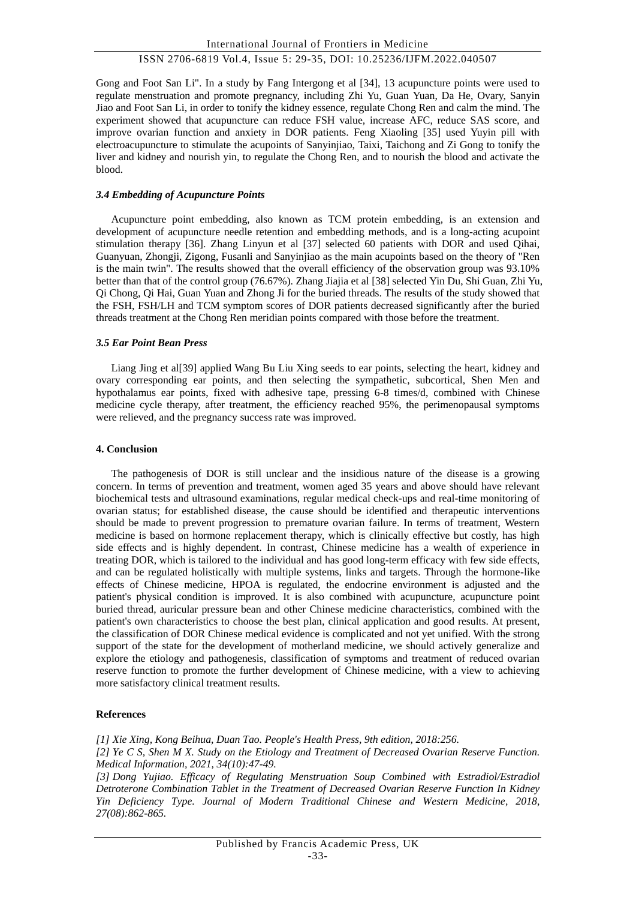Gong and Foot San Li". In a study by Fang Intergong et al [34], 13 acupuncture points were used to regulate menstruation and promote pregnancy, including Zhi Yu, Guan Yuan, Da He, Ovary, Sanyin Jiao and Foot San Li, in order to tonify the kidney essence, regulate Chong Ren and calm the mind. The experiment showed that acupuncture can reduce FSH value, increase AFC, reduce SAS score, and improve ovarian function and anxiety in DOR patients. Feng Xiaoling [35] used Yuyin pill with electroacupuncture to stimulate the acupoints of Sanyinjiao, Taixi, Taichong and Zi Gong to tonify the liver and kidney and nourish yin, to regulate the Chong Ren, and to nourish the blood and activate the blood.

### *3.4 Embedding of Acupuncture Points*

Acupuncture point embedding, also known as TCM protein embedding, is an extension and development of acupuncture needle retention and embedding methods, and is a long-acting acupoint stimulation therapy [36]. Zhang Linyun et al [37] selected 60 patients with DOR and used Qihai, Guanyuan, Zhongji, Zigong, Fusanli and Sanyinjiao as the main acupoints based on the theory of "Ren is the main twin". The results showed that the overall efficiency of the observation group was 93.10% better than that of the control group (76.67%). Zhang Jiajia et al [38] selected Yin Du, Shi Guan, Zhi Yu, Qi Chong, Qi Hai, Guan Yuan and Zhong Ji for the buried threads. The results of the study showed that the FSH, FSH/LH and TCM symptom scores of DOR patients decreased significantly after the buried threads treatment at the Chong Ren meridian points compared with those before the treatment.

### *3.5 Ear Point Bean Press*

Liang Jing et al[39] applied Wang Bu Liu Xing seeds to ear points, selecting the heart, kidney and ovary corresponding ear points, and then selecting the sympathetic, subcortical, Shen Men and hypothalamus ear points, fixed with adhesive tape, pressing 6-8 times/d, combined with Chinese medicine cycle therapy, after treatment, the efficiency reached 95%, the perimenopausal symptoms were relieved, and the pregnancy success rate was improved.

## 4. Conclusion

The pathogenesis of DOR is still unclear and the insidious nature of the disease is a growing concern. In terms of prevention and treatment, women aged 35 years and above should have relevant biochemical tests and ultrasound examinations, regular medical check-ups and real-time monitoring of ovarian status; for established disease, the cause should be identified and therapeutic interventions should be made to prevent progression to premature ovarian failure. In terms of treatment, Western medicine is based on hormone replacement therapy, which is clinically effective but costly, has high side effects and is highly dependent. In contrast, Chinese medicine has a wealth of experience in treating DOR, which is tailored to the individual and has good long-term efficacy with few side effects, and can be regulated holistically with multiple systems, links and targets. Through the hormone-like effects of Chinese medicine, HPOA is regulated, the endocrine environment is adjusted and the patient's physical condition is improved. It is also combined with acupuncture, acupuncture point buried thread, auricular pressure bean and other Chinese medicine characteristics, combined with the patient's own characteristics to choose the best plan, clinical application and good results. At present, the classification of DOR Chinese medical evidence is complicated and not yet unified. With the strong support of the state for the development of motherland medicine, we should actively generalize and explore the etiology and pathogenesis, classification of symptoms and treatment of reduced ovarian reserve function to promote the further development of Chinese medicine, with a view to achieving more satisfactory clinical treatment results.

## References

*[1] Xie Xing, Kong Beihua, Duan Tao. People's Health Press, 9th edition, 2018:256.*

*[2] Ye C S, Shen M X. Study on the Etiology and Treatment of Decreased Ovarian Reserve Function. Medical Information, 2021, 34(10):47-49.*

*[3] Dong Yujiao. Efficacy of Regulating Menstruation Soup Combined with Estradiol/Estradiol Detroterone Combination Tablet in the Treatment of Decreased Ovarian Reserve Function In Kidney Yin Deficiency Type. Journal of Modern Traditional Chinese and Western Medicine, 2018, 27(08):862-865.*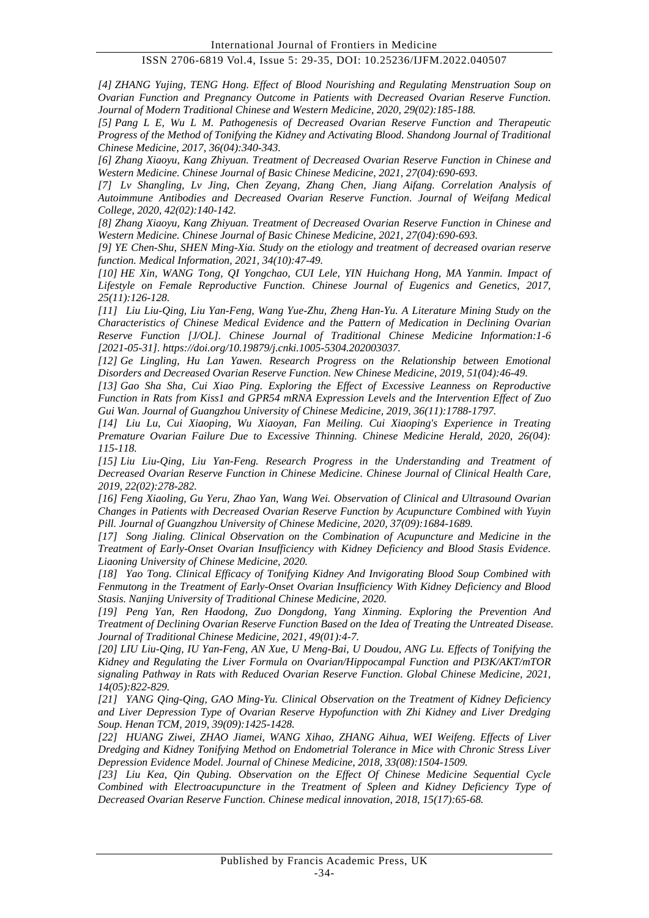*[4] ZHANG Yujing, TENG Hong. Effect of Blood Nourishing and Regulating Menstruation Soup on Ovarian Function and Pregnancy Outcome in Patients with Decreased Ovarian Reserve Function. Journal of Modern Traditional Chinese and Western Medicine, 2020, 29(02):185-188.*

*[5] Pang L E, Wu L M. Pathogenesis of Decreased Ovarian Reserve Function and Therapeutic Progress of the Method of Tonifying the Kidney and Activating Blood. Shandong Journal of Traditional Chinese Medicine, 2017, 36(04):340-343.*

*[6] Zhang Xiaoyu, Kang Zhiyuan. Treatment of Decreased Ovarian Reserve Function in Chinese and Western Medicine. Chinese Journal of Basic Chinese Medicine, 2021, 27(04):690-693.*

*[7] Lv Shangling, Lv Jing, Chen Zeyang, Zhang Chen, Jiang Aifang. Correlation Analysis of Autoimmune Antibodies and Decreased Ovarian Reserve Function. Journal of Weifang Medical College, 2020, 42(02):140-142.*

*[8] Zhang Xiaoyu, Kang Zhiyuan. Treatment of Decreased Ovarian Reserve Function in Chinese and Western Medicine. Chinese Journal of Basic Chinese Medicine, 2021, 27(04):690-693.*

*[9] YE Chen-Shu, SHEN Ming-Xia. Study on the etiology and treatment of decreased ovarian reserve function. Medical Information, 2021, 34(10):47-49.*

*[10] HE Xin, WANG Tong, QI Yongchao, CUI Lele, YIN Huichang Hong, MA Yanmin. Impact of Lifestyle on Female Reproductive Function. Chinese Journal of Eugenics and Genetics, 2017, 25(11):126-128.*

*[11] Liu Liu-Qing, Liu Yan-Feng, Wang Yue-Zhu, Zheng Han-Yu. A Literature Mining Study on the Characteristics of Chinese Medical Evidence and the Pattern of Medication in Declining Ovarian Reserve Function [J/OL]. Chinese Journal of Traditional Chinese Medicine Information:1-6 [2021-05-31]. https://doi.org/10.19879/j.cnki.1005-5304.202003037.*

*[12] Ge Lingling, Hu Lan Yawen. Research Progress on the Relationship between Emotional Disorders and Decreased Ovarian Reserve Function. New Chinese Medicine, 2019, 51(04):46-49.*

*[13] Gao Sha Sha, Cui Xiao Ping. Exploring the Effect of Excessive Leanness on Reproductive Function in Rats from Kiss1 and GPR54 mRNA Expression Levels and the Intervention Effect of Zuo Gui Wan. Journal of Guangzhou University of Chinese Medicine, 2019, 36(11):1788-1797.*

*[14] Liu Lu, Cui Xiaoping, Wu Xiaoyan, Fan Meiling. Cui Xiaoping's Experience in Treating Premature Ovarian Failure Due to Excessive Thinning. Chinese Medicine Herald, 2020, 26(04): 115-118.*

*[15] Liu Liu-Qing, Liu Yan-Feng. Research Progress in the Understanding and Treatment of Decreased Ovarian Reserve Function in Chinese Medicine. Chinese Journal of Clinical Health Care, 2019, 22(02):278-282.*

*[16] Feng Xiaoling, Gu Yeru, Zhao Yan, Wang Wei. Observation of Clinical and Ultrasound Ovarian Changes in Patients with Decreased Ovarian Reserve Function by Acupuncture Combined with Yuyin Pill. Journal of Guangzhou University of Chinese Medicine, 2020, 37(09):1684-1689.*

*[17] Song Jialing. Clinical Observation on the Combination of Acupuncture and Medicine in the Treatment of Early-Onset Ovarian Insufficiency with Kidney Deficiency and Blood Stasis Evidence. Liaoning University of Chinese Medicine, 2020.*

*[18] Yao Tong. Clinical Efficacy of Tonifying Kidney And Invigorating Blood Soup Combined with Fenmutong in the Treatment of Early-Onset Ovarian Insufficiency With Kidney Deficiency and Blood Stasis. Nanjing University of Traditional Chinese Medicine, 2020.*

*[19] Peng Yan, Ren Haodong, Zuo Dongdong, Yang Xinming. Exploring the Prevention And Treatment of Declining Ovarian Reserve Function Based on the Idea of Treating the Untreated Disease. Journal of Traditional Chinese Medicine, 2021, 49(01):4-7.*

*[20] LIU Liu-Qing, IU Yan-Feng, AN Xue, U Meng-Bai, U Doudou, ANG Lu. Effects of Tonifying the Kidney and Regulating the Liver Formula on Ovarian/Hippocampal Function and PI3K/AKT/mTOR signaling Pathway in Rats with Reduced Ovarian Reserve Function. Global Chinese Medicine, 2021, 14(05):822-829.*

*[21] YANG Qing-Qing, GAO Ming-Yu. Clinical Observation on the Treatment of Kidney Deficiency and Liver Depression Type of Ovarian Reserve Hypofunction with Zhi Kidney and Liver Dredging Soup. Henan TCM, 2019, 39(09):1425-1428.*

*[22] HUANG Ziwei, ZHAO Jiamei, WANG Xihao, ZHANG Aihua, WEI Weifeng. Effects of Liver Dredging and Kidney Tonifying Method on Endometrial Tolerance in Mice with Chronic Stress Liver Depression Evidence Model. Journal of Chinese Medicine, 2018, 33(08):1504-1509.*

*[23] Liu Kea, Qin Qubing. Observation on the Effect Of Chinese Medicine Sequential Cycle Combined with Electroacupuncture in the Treatment of Spleen and Kidney Deficiency Type of Decreased Ovarian Reserve Function. Chinese medical innovation, 2018, 15(17):65-68.*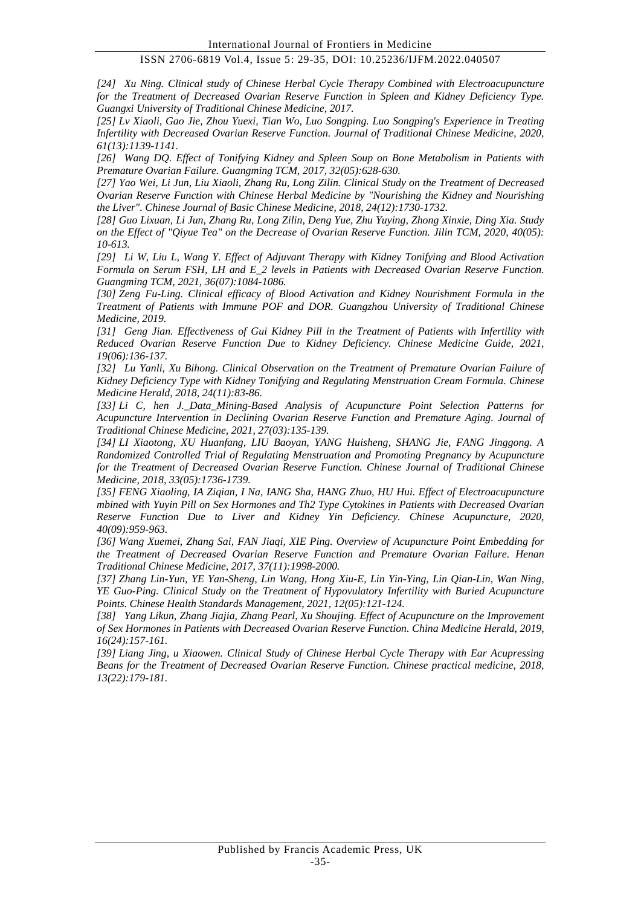*[24] Xu Ning. Clinical study of Chinese Herbal Cycle Therapy Combined with Electroacupuncture for the Treatment of Decreased Ovarian Reserve Function in Spleen and Kidney Deficiency Type. Guangxi University of Traditional Chinese Medicine, 2017.*

*[25] Lv Xiaoli, Gao Jie, Zhou Yuexi, Tian Wo, Luo Songping. Luo Songping's Experience in Treating Infertility with Decreased Ovarian Reserve Function. Journal of Traditional Chinese Medicine, 2020, 61(13):1139-1141.*

*[26] Wang DQ. Effect of Tonifying Kidney and Spleen Soup on Bone Metabolism in Patients with Premature Ovarian Failure. Guangming TCM, 2017, 32(05):628-630.*

*[27] Yao Wei, Li Jun, Liu Xiaoli, Zhang Ru, Long Zilin. Clinical Study on the Treatment of Decreased Ovarian Reserve Function with Chinese Herbal Medicine by "Nourishing the Kidney and Nourishing the Liver". Chinese Journal of Basic Chinese Medicine, 2018, 24(12):1730-1732.*

*[28] Guo Lixuan, Li Jun, Zhang Ru, Long Zilin, Deng Yue, Zhu Yuying, Zhong Xinxie, Ding Xia. Study on the Effect of "Qiyue Tea" on the Decrease of Ovarian Reserve Function. Jilin TCM, 2020, 40(05): 10-613.*

*[29] Li W, Liu L, Wang Y. Effect of Adjuvant Therapy with Kidney Tonifying and Blood Activation Formula on Serum FSH, LH and E_2 levels in Patients with Decreased Ovarian Reserve Function. Guangming TCM, 2021, 36(07):1084-1086.*

*[30] Zeng Fu-Ling. Clinical efficacy of Blood Activation and Kidney Nourishment Formula in the Treatment of Patients with Immune POF and DOR. Guangzhou University of Traditional Chinese Medicine, 2019.*

*[31] Geng Jian. Effectiveness of Gui Kidney Pill in the Treatment of Patients with Infertility with Reduced Ovarian Reserve Function Due to Kidney Deficiency. Chinese Medicine Guide, 2021, 19(06):136-137.*

*[32] Lu Yanli, Xu Bihong. Clinical Observation on the Treatment of Premature Ovarian Failure of Kidney Deficiency Type with Kidney Tonifying and Regulating Menstruation Cream Formula. Chinese Medicine Herald, 2018, 24(11):83-86.*

*[33] Li C, hen J._Data_Mining-Based Analysis of Acupuncture Point Selection Patterns for Acupuncture Intervention in Declining Ovarian Reserve Function and Premature Aging. Journal of Traditional Chinese Medicine, 2021, 27(03):135-139.*

*[34] LI Xiaotong, XU Huanfang, LIU Baoyan, YANG Huisheng, SHANG Jie, FANG Jinggong. A Randomized Controlled Trial of Regulating Menstruation and Promoting Pregnancy by Acupuncture for the Treatment of Decreased Ovarian Reserve Function. Chinese Journal of Traditional Chinese Medicine, 2018, 33(05):1736-1739.*

*[35] FENG Xiaoling, IA Ziqian, I Na, IANG Sha, HANG Zhuo, HU Hui. Effect of Electroacupuncture mbined with Yuyin Pill on Sex Hormones and Th2 Type Cytokines in Patients with Decreased Ovarian Reserve Function Due to Liver and Kidney Yin Deficiency. Chinese Acupuncture, 2020, 40(09):959-963.*

*[36] Wang Xuemei, Zhang Sai, FAN Jiaqi, XIE Ping. Overview of Acupuncture Point Embedding for the Treatment of Decreased Ovarian Reserve Function and Premature Ovarian Failure. Henan Traditional Chinese Medicine, 2017, 37(11):1998-2000.*

*[37] Zhang Lin-Yun, YE Yan-Sheng, Lin Wang, Hong Xiu-E, Lin Yin-Ying, Lin Qian-Lin, Wan Ning, YE Guo-Ping. Clinical Study on the Treatment of Hypovulatory Infertility with Buried Acupuncture Points. Chinese Health Standards Management, 2021, 12(05):121-124.*

*[38] Yang Likun, Zhang Jiajia, Zhang Pearl, Xu Shoujing. Effect of Acupuncture on the Improvement of Sex Hormones in Patients with Decreased Ovarian Reserve Function. China Medicine Herald, 2019, 16(24):157-161.*

*[39] Liang Jing, u Xiaowen. Clinical Study of Chinese Herbal Cycle Therapy with Ear Acupressing Beans for the Treatment of Decreased Ovarian Reserve Function. Chinese practical medicine, 2018, 13(22):179-181.*